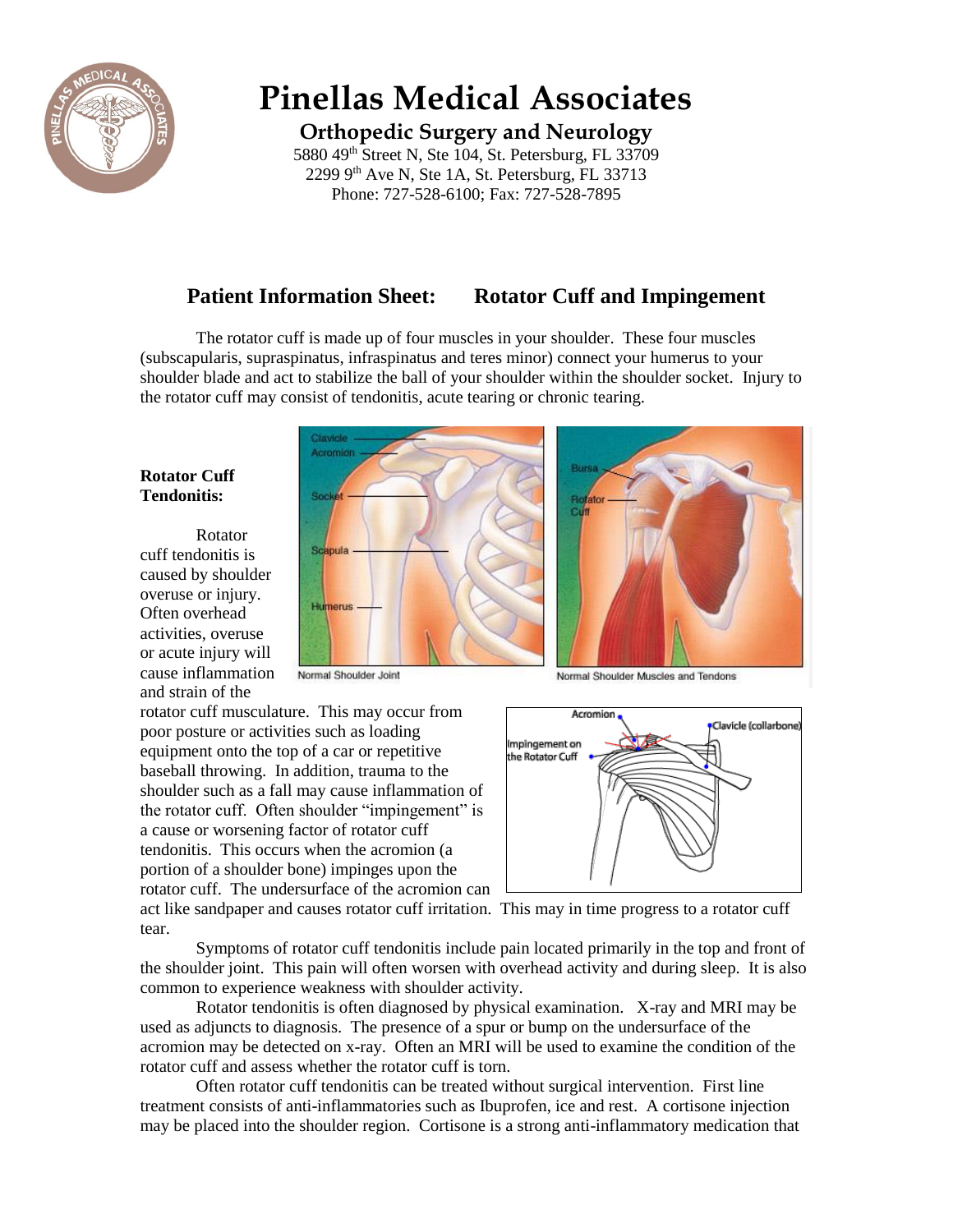# Pinellas Medical Associates

## Orthopedic Surgery and Neurology

5880 49th Street N, Ste 104, St. Petersburg, FL 33709
2299 9th Ave N, Ste 1A, St. Petersburg, FL 33713
Phone: 727-528-6100; Fax: 727-528-7895

## Patient Information Sheet: Rotator Cuff and Impingement

The rotator cuff is made up of four muscles in your shoulder. These four muscles (subscapularis, supraspinatus, infraspinatus and teres minor) connect your humerus to your shoulder blade and act to stabilize the ball of your shoulder within the shoulder socket. Injury to the rotator cuff may consist of tendonitis, acute tearing or chronic tearing.

Normal Shoulder Joint

Normal Shoulder Muscles and Tendons

### Rotator Cuff Tendonitis:

Rotator cuff tendonitis is caused by shoulder overuse or injury. Often overhead activities, overuse or acute injury will cause inflammation and strain of the rotator cuff musculature. This may occur from poor posture or activities such as loading equipment onto the top of a car or repetitive baseball throwing. In addition, trauma to the shoulder such as a fall may cause inflammation of the rotator cuff. Often shoulder "impingement" is a cause or worsening factor of rotator cuff tendonitis. This occurs when the acromion (a portion of a shoulder bone) impinges upon the rotator cuff. The undersurface of the acromion can act like sandpaper and causes rotator cuff irritation. This may in time progress to a rotator cuff tear.

Symptoms of rotator cuff tendonitis include pain located primarily in the top and front of the shoulder joint. This pain will often worsen with overhead activity and during sleep. It is also common to experience weakness with shoulder activity.

Rotator tendonitis is often diagnosed by physical examination. X-ray and MRI may be used as adjuncts to diagnosis. The presence of a spur or bump on the undersurface of the acromion may be detected on x-ray. Often an MRI will be used to examine the condition of the rotator cuff and assess whether the rotator cuff is torn.

Often rotator cuff tendonitis can be treated without surgical intervention. First line treatment consists of anti-inflammatories such as Ibuprofen, ice and rest. A cortisone injection may be placed into the shoulder region. Cortisone is a strong anti-inflammatory medication that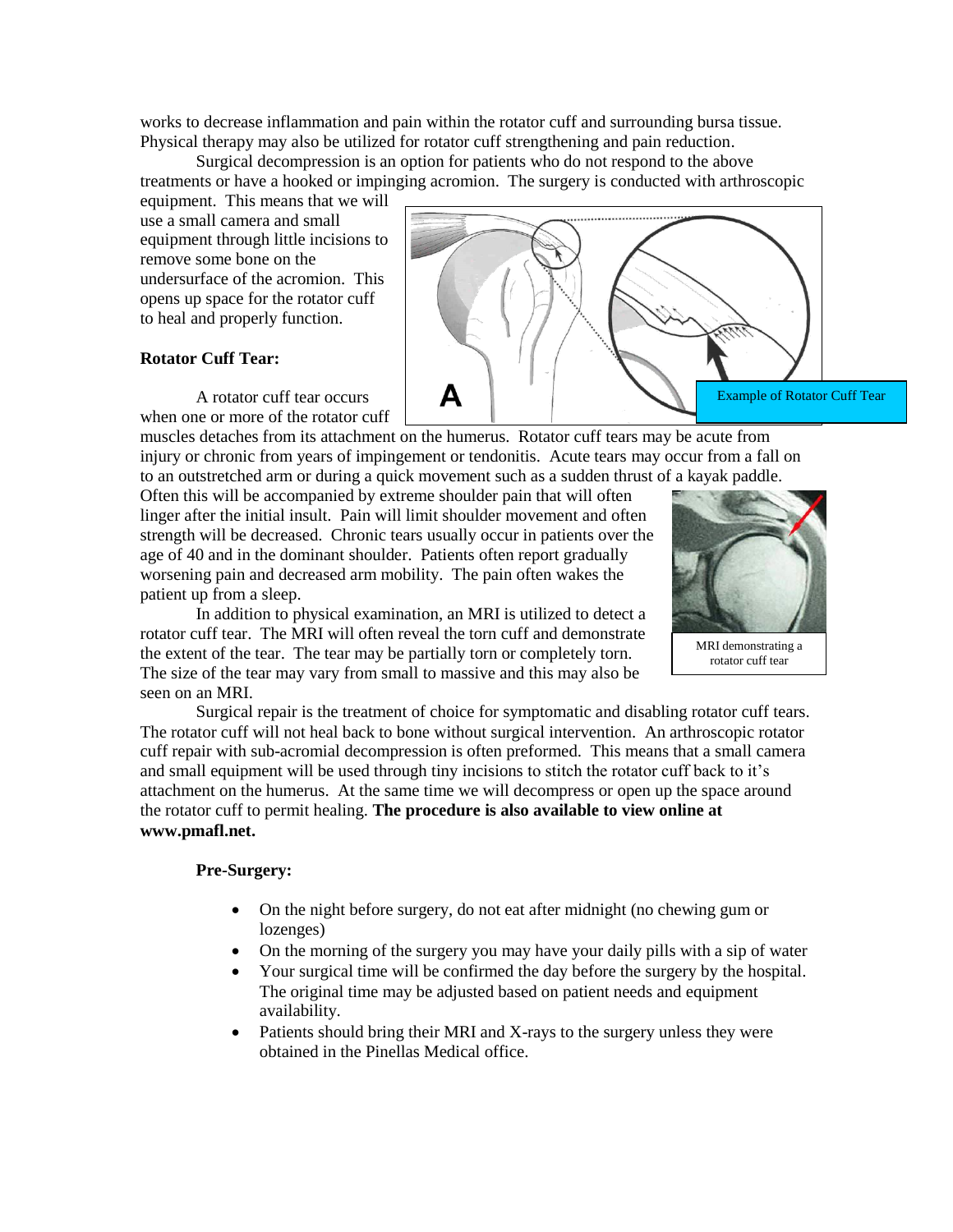works to decrease inflammation and pain within the rotator cuff and surrounding bursa tissue. Physical therapy may also be utilized for rotator cuff strengthening and pain reduction.

Surgical decompression is an option for patients who do not respond to the above treatments or have a hooked or impinging acromion. The surgery is conducted with arthroscopic equipment. This means that we will use a small camera and small equipment through little incisions to remove some bone on the undersurface of the acromion. This opens up space for the rotator cuff to heal and properly function.

Example of Rotator Cuff Tear

**Rotator Cuff Tear:**

A rotator cuff tear occurs when one or more of the rotator cuff muscles detaches from its attachment on the humerus. Rotator cuff tears may be acute from injury or chronic from years of impingement or tendonitis. Acute tears may occur from a fall on to an outstretched arm or during a quick movement such as a sudden thrust of a kayak paddle. Often this will be accompanied by extreme shoulder pain that will often linger after the initial insult. Pain will limit shoulder movement and often strength will be decreased. Chronic tears usually occur in patients over the age of 40 and in the dominant shoulder. Patients often report gradually worsening pain and decreased arm mobility. The pain often wakes the patient up from a sleep.

In addition to physical examination, an MRI is utilized to detect a rotator cuff tear. The MRI will often reveal the torn cuff and demonstrate the extent of the tear. The tear may be partially torn or completely torn. The size of the tear may vary from small to massive and this may also be seen on an MRI.

MRI demonstrating a rotator cuff tear

Surgical repair is the treatment of choice for symptomatic and disabling rotator cuff tears. The rotator cuff will not heal back to bone without surgical intervention. An arthroscopic rotator cuff repair with sub-acromial decompression is often preformed. This means that a small camera and small equipment will be used through tiny incisions to stitch the rotator cuff back to it's attachment on the humerus. At the same time we will decompress or open up the space around the rotator cuff to permit healing. **The procedure is also available to view online at www.pmafl.net.**

**Pre-Surgery:**

- On the night before surgery, do not eat after midnight (no chewing gum or lozenges)
- On the morning of the surgery you may have your daily pills with a sip of water
- Your surgical time will be confirmed the day before the surgery by the hospital. The original time may be adjusted based on patient needs and equipment availability.
- Patients should bring their MRI and X-rays to the surgery unless they were obtained in the Pinellas Medical office.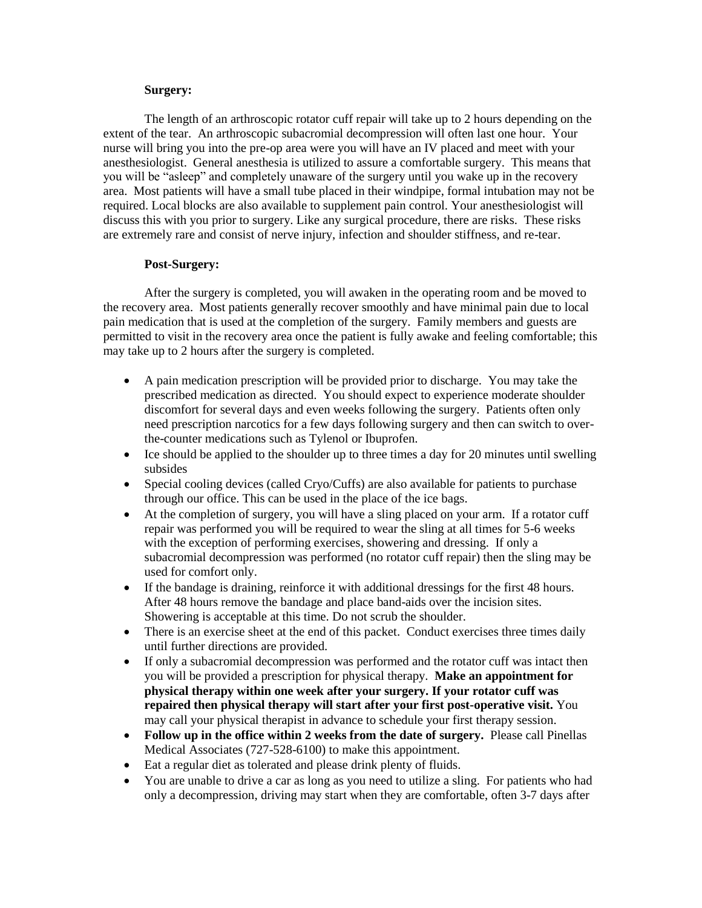**Surgery:**

The length of an arthroscopic rotator cuff repair will take up to 2 hours depending on the extent of the tear. An arthroscopic subacromial decompression will often last one hour. Your nurse will bring you into the pre-op area were you will have an IV placed and meet with your anesthesiologist. General anesthesia is utilized to assure a comfortable surgery. This means that you will be "asleep" and completely unaware of the surgery until you wake up in the recovery area. Most patients will have a small tube placed in their windpipe, formal intubation may not be required. Local blocks are also available to supplement pain control. Your anesthesiologist will discuss this with you prior to surgery. Like any surgical procedure, there are risks. These risks are extremely rare and consist of nerve injury, infection and shoulder stiffness, and re-tear.

**Post-Surgery:**

After the surgery is completed, you will awaken in the operating room and be moved to the recovery area. Most patients generally recover smoothly and have minimal pain due to local pain medication that is used at the completion of the surgery. Family members and guests are permitted to visit in the recovery area once the patient is fully awake and feeling comfortable; this may take up to 2 hours after the surgery is completed.

- A pain medication prescription will be provided prior to discharge. You may take the prescribed medication as directed. You should expect to experience moderate shoulder discomfort for several days and even weeks following the surgery. Patients often only need prescription narcotics for a few days following surgery and then can switch to over-the-counter medications such as Tylenol or Ibuprofen.
- Ice should be applied to the shoulder up to three times a day for 20 minutes until swelling subsides
- Special cooling devices (called Cryo/Cuffs) are also available for patients to purchase through our office. This can be used in the place of the ice bags.
- At the completion of surgery, you will have a sling placed on your arm. If a rotator cuff repair was performed you will be required to wear the sling at all times for 5-6 weeks with the exception of performing exercises, showering and dressing. If only a subacromial decompression was performed (no rotator cuff repair) then the sling may be used for comfort only.
- If the bandage is draining, reinforce it with additional dressings for the first 48 hours. After 48 hours remove the bandage and place band-aids over the incision sites. Showering is acceptable at this time. Do not scrub the shoulder.
- There is an exercise sheet at the end of this packet. Conduct exercises three times daily until further directions are provided.
- If only a subacromial decompression was performed and the rotator cuff was intact then you will be provided a prescription for physical therapy. **Make an appointment for physical therapy within one week after your surgery. If your rotator cuff was repaired then physical therapy will start after your first post-operative visit.** You may call your physical therapist in advance to schedule your first therapy session.
- **Follow up in the office within 2 weeks from the date of surgery.** Please call Pinellas Medical Associates (727-528-6100) to make this appointment.
- Eat a regular diet as tolerated and please drink plenty of fluids.
- You are unable to drive a car as long as you need to utilize a sling. For patients who had only a decompression, driving may start when they are comfortable, often 3-7 days after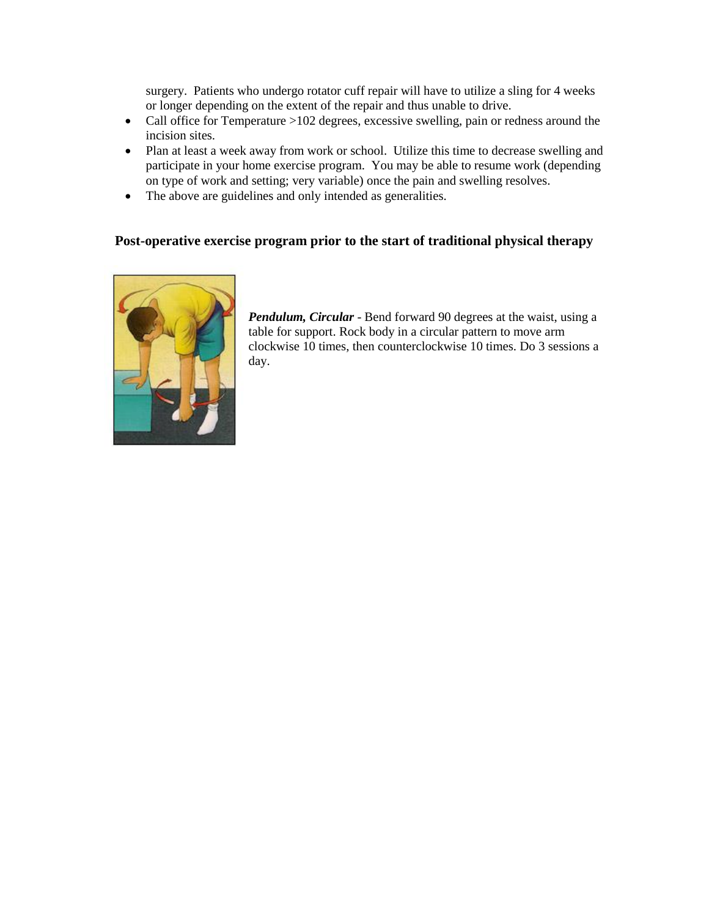surgery. Patients who undergo rotator cuff repair will have to utilize a sling for 4 weeks or longer depending on the extent of the repair and thus unable to drive.

- Call office for Temperature >102 degrees, excessive swelling, pain or redness around the incision sites.
- Plan at least a week away from work or school. Utilize this time to decrease swelling and participate in your home exercise program. You may be able to resume work (depending on type of work and setting; very variable) once the pain and swelling resolves.
- The above are guidelines and only intended as generalities.

## Post-operative exercise program prior to the start of traditional physical therapy

***Pendulum, Circular*** - Bend forward 90 degrees at the waist, using a table for support. Rock body in a circular pattern to move arm clockwise 10 times, then counterclockwise 10 times. Do 3 sessions a day.